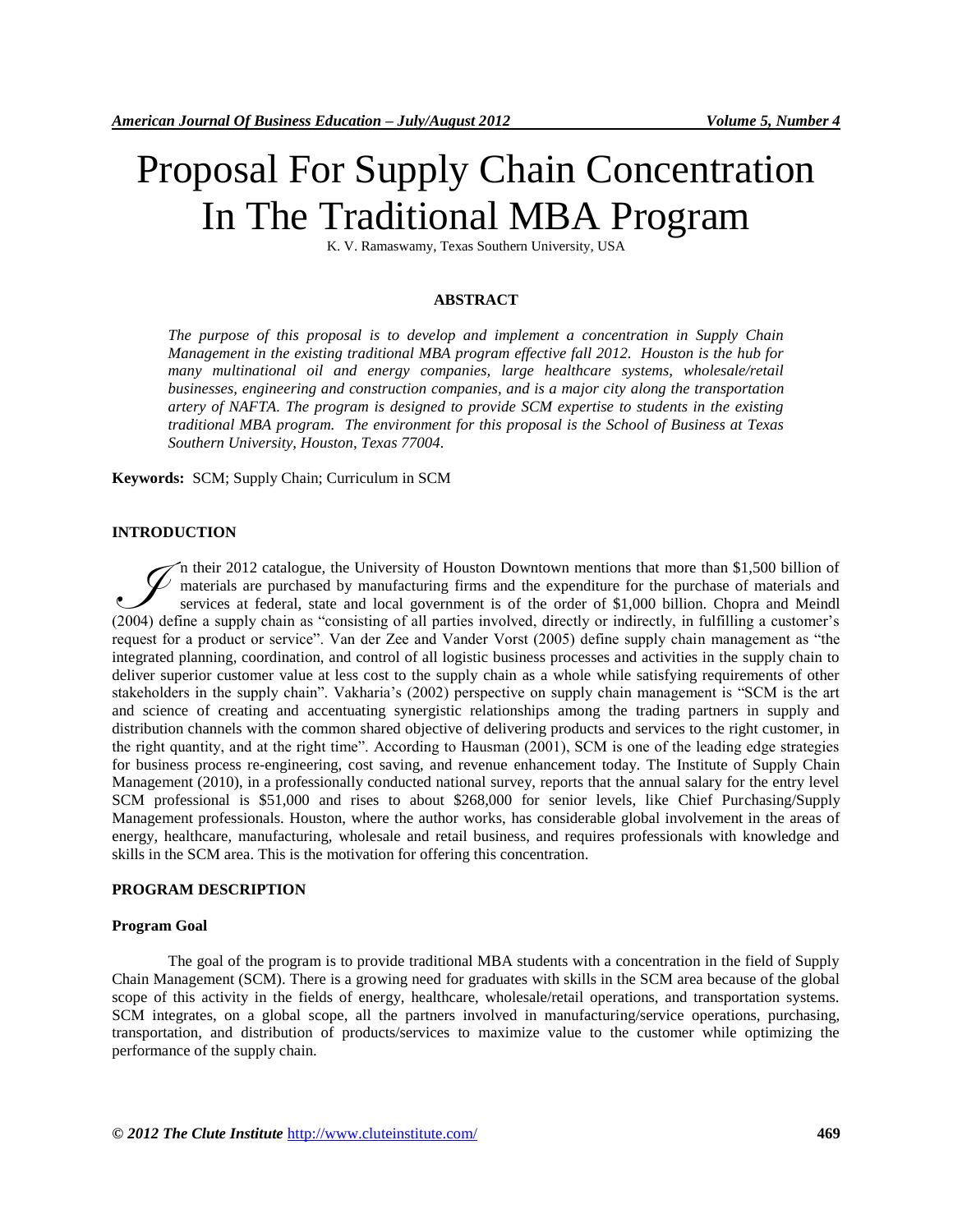# Proposal For Supply Chain Concentration In The Traditional MBA Program

K. V. Ramaswamy, Texas Southern University, USA

## ABSTRACT

*The purpose of this proposal is to develop and implement a concentration in Supply Chain Management in the existing traditional MBA program effective fall 2012. Houston is the hub for many multinational oil and energy companies, large healthcare systems, wholesale/retail businesses, engineering and construction companies, and is a major city along the transportation artery of NAFTA. The program is designed to provide SCM expertise to students in the existing traditional MBA program. The environment for this proposal is the School of Business at Texas Southern University, Houston, Texas 77004.*

**Keywords:** SCM; Supply Chain; Curriculum in SCM

## INTRODUCTION

In their 2012 catalogue, the University of Houston Downtown mentions that more than $1,500 billion of materials are purchased by manufacturing firms and the expenditure for the purchase of materials and services at federal, state and local government is of the order of $1,000 billion. Chopra and Meindl (2004) define a supply chain as "consisting of all parties involved, directly or indirectly, in fulfilling a customer's request for a product or service". Van der Zee and Vander Vorst (2005) define supply chain management as "the integrated planning, coordination, and control of all logistic business processes and activities in the supply chain to deliver superior customer value at less cost to the supply chain as a whole while satisfying requirements of other stakeholders in the supply chain". Vakharia's (2002) perspective on supply chain management is "SCM is the art and science of creating and accentuating synergistic relationships among the trading partners in supply and distribution channels with the common shared objective of delivering products and services to the right customer, in the right quantity, and at the right time". According to Hausman (2001), SCM is one of the leading edge strategies for business process re-engineering, cost saving, and revenue enhancement today. The Institute of Supply Chain Management (2010), in a professionally conducted national survey, reports that the annual salary for the entry level SCM professional is $51,000 and rises to about $268,000 for senior levels, like Chief Purchasing/Supply Management professionals. Houston, where the author works, has considerable global involvement in the areas of energy, healthcare, manufacturing, wholesale and retail business, and requires professionals with knowledge and skills in the SCM area. This is the motivation for offering this concentration.

## PROGRAM DESCRIPTION

### Program Goal

The goal of the program is to provide traditional MBA students with a concentration in the field of Supply Chain Management (SCM). There is a growing need for graduates with skills in the SCM area because of the global scope of this activity in the fields of energy, healthcare, wholesale/retail operations, and transportation systems. SCM integrates, on a global scope, all the partners involved in manufacturing/service operations, purchasing, transportation, and distribution of products/services to maximize value to the customer while optimizing the performance of the supply chain.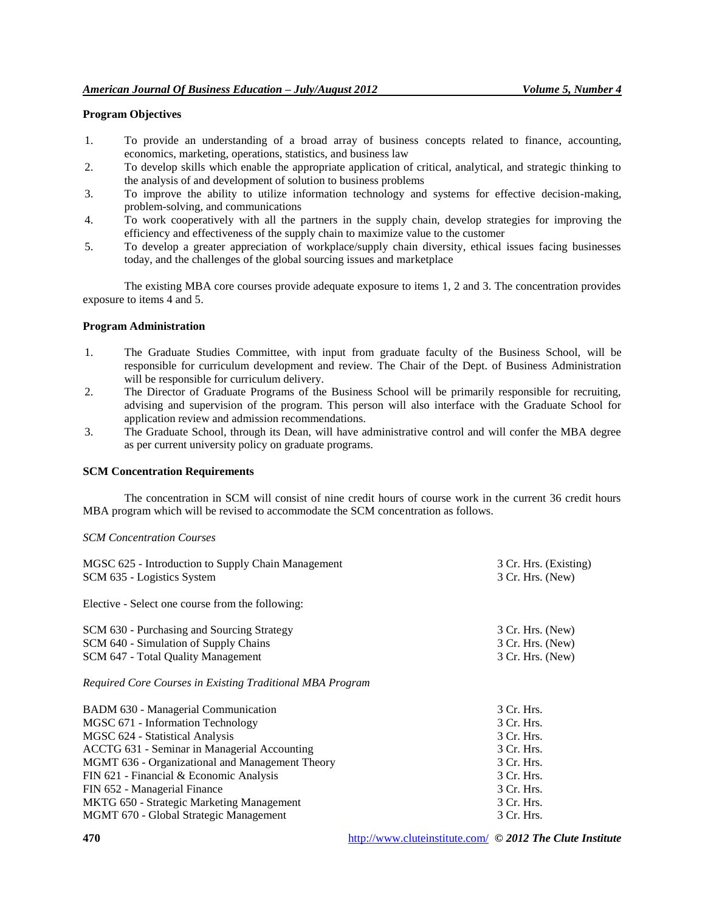**Program Objectives**

1. To provide an understanding of a broad array of business concepts related to finance, accounting, economics, marketing, operations, statistics, and business law
2. To develop skills which enable the appropriate application of critical, analytical, and strategic thinking to the analysis of and development of solution to business problems
3. To improve the ability to utilize information technology and systems for effective decision-making, problem-solving, and communications
4. To work cooperatively with all the partners in the supply chain, develop strategies for improving the efficiency and effectiveness of the supply chain to maximize value to the customer
5. To develop a greater appreciation of workplace/supply chain diversity, ethical issues facing businesses today, and the challenges of the global sourcing issues and marketplace

The existing MBA core courses provide adequate exposure to items 1, 2 and 3. The concentration provides exposure to items 4 and 5.

**Program Administration**

1. The Graduate Studies Committee, with input from graduate faculty of the Business School, will be responsible for curriculum development and review. The Chair of the Dept. of Business Administration will be responsible for curriculum delivery.
2. The Director of Graduate Programs of the Business School will be primarily responsible for recruiting, advising and supervision of the program. This person will also interface with the Graduate School for application review and admission recommendations.
3. The Graduate School, through its Dean, will have administrative control and will confer the MBA degree as per current university policy on graduate programs.

**SCM Concentration Requirements**

The concentration in SCM will consist of nine credit hours of course work in the current 36 credit hours MBA program which will be revised to accommodate the SCM concentration as follows.

*SCM Concentration Courses*

| | |
|---|---|
| MGSC 625 - Introduction to Supply Chain Management | 3 Cr. Hrs. (Existing) |
| SCM 635 - Logistics System | 3 Cr. Hrs. (New) |

Elective - Select one course from the following:

| | |
|---|---|
| SCM 630 - Purchasing and Sourcing Strategy | 3 Cr. Hrs. (New) |
| SCM 640 - Simulation of Supply Chains | 3 Cr. Hrs. (New) |
| SCM 647 - Total Quality Management | 3 Cr. Hrs. (New) |

*Required Core Courses in Existing Traditional MBA Program*

| | |
|---|---|
| BADM 630 - Managerial Communication | 3 Cr. Hrs. |
| MGSC 671 - Information Technology | 3 Cr. Hrs. |
| MGSC 624 - Statistical Analysis | 3 Cr. Hrs. |
| ACCTG 631 - Seminar in Managerial Accounting | 3 Cr. Hrs. |
| MGMT 636 - Organizational and Management Theory | 3 Cr. Hrs. |
| FIN 621 - Financial & Economic Analysis | 3 Cr. Hrs. |
| FIN 652 - Managerial Finance | 3 Cr. Hrs. |
| MKTG 650 - Strategic Marketing Management | 3 Cr. Hrs. |
| MGMT 670 - Global Strategic Management | 3 Cr. Hrs. |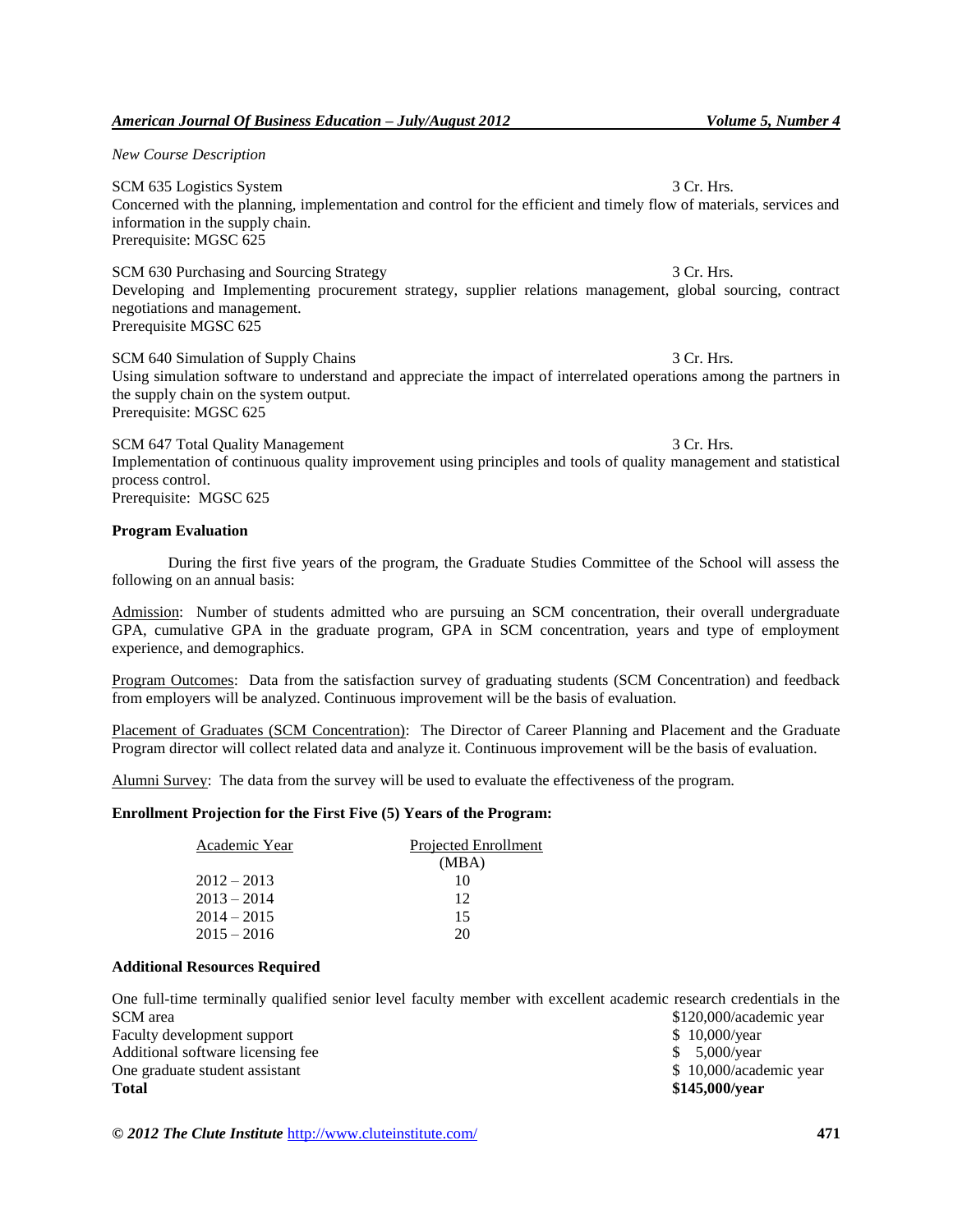*New Course Description*

SCM 635 Logistics System 3 Cr. Hrs.
Concerned with the planning, implementation and control for the efficient and timely flow of materials, services and information in the supply chain.
Prerequisite: MGSC 625

SCM 630 Purchasing and Sourcing Strategy 3 Cr. Hrs.
Developing and Implementing procurement strategy, supplier relations management, global sourcing, contract negotiations and management.
Prerequisite MGSC 625

SCM 640 Simulation of Supply Chains 3 Cr. Hrs.
Using simulation software to understand and appreciate the impact of interrelated operations among the partners in the supply chain on the system output.
Prerequisite: MGSC 625

SCM 647 Total Quality Management 3 Cr. Hrs.
Implementation of continuous quality improvement using principles and tools of quality management and statistical process control.
Prerequisite: MGSC 625

**Program Evaluation**

During the first five years of the program, the Graduate Studies Committee of the School will assess the following on an annual basis:

Admission: Number of students admitted who are pursuing an SCM concentration, their overall undergraduate GPA, cumulative GPA in the graduate program, GPA in SCM concentration, years and type of employment experience, and demographics.

Program Outcomes: Data from the satisfaction survey of graduating students (SCM Concentration) and feedback from employers will be analyzed. Continuous improvement will be the basis of evaluation.

Placement of Graduates (SCM Concentration): The Director of Career Planning and Placement and the Graduate Program director will collect related data and analyze it. Continuous improvement will be the basis of evaluation.

Alumni Survey: The data from the survey will be used to evaluate the effectiveness of the program.

**Enrollment Projection for the First Five (5) Years of the Program:**

| Academic Year | Projected Enrollment (MBA) |
|---|---|
| 2012 – 2013 | 10 |
| 2013 – 2014 | 12 |
| 2014 – 2015 | 15 |
| 2015 – 2016 | 20 |

**Additional Resources Required**

| | |
|---|---|
| One full-time terminally qualified senior level faculty member with excellent academic research credentials in the SCM area | $120,000/academic year |
| Faculty development support | $ 10,000/year |
| Additional software licensing fee | $ 5,000/year |
| One graduate student assistant | $ 10,000/academic year |
| **Total** | **$145,000/year** |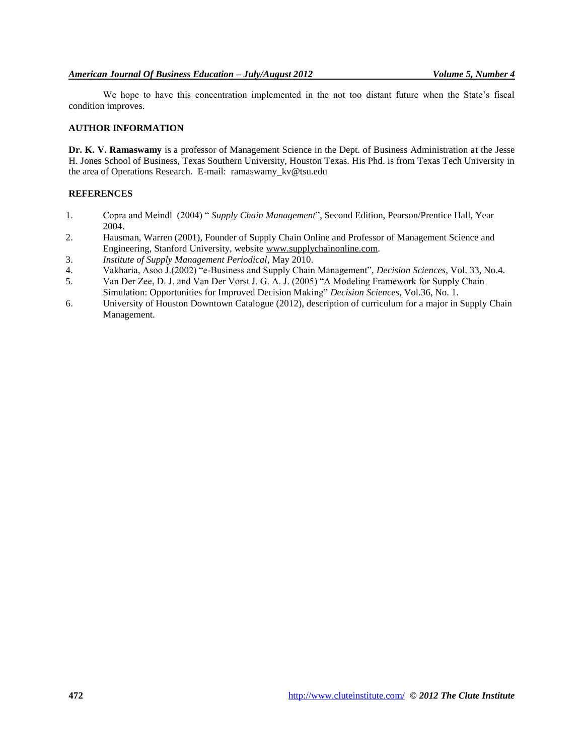We hope to have this concentration implemented in the not too distant future when the State's fiscal condition improves.

## AUTHOR INFORMATION

**Dr. K. V. Ramaswamy** is a professor of Management Science in the Dept. of Business Administration at the Jesse H. Jones School of Business, Texas Southern University, Houston Texas. His Phd. is from Texas Tech University in the area of Operations Research. E-mail: ramaswamy_kv@tsu.edu

## REFERENCES

1. Copra and Meindl (2004) " *Supply Chain Management*", Second Edition, Pearson/Prentice Hall, Year 2004.
2. Hausman, Warren (2001), Founder of Supply Chain Online and Professor of Management Science and Engineering, Stanford University, website www.supplychainonline.com.
3. *Institute of Supply Management Periodical*, May 2010.
4. Vakharia, Asoo J.(2002) "e-Business and Supply Chain Management", *Decision Sciences*, Vol. 33, No.4.
5. Van Der Zee, D. J. and Van Der Vorst J. G. A. J. (2005) "A Modeling Framework for Supply Chain Simulation: Opportunities for Improved Decision Making" *Decision Sciences*, Vol.36, No. 1.
6. University of Houston Downtown Catalogue (2012), description of curriculum for a major in Supply Chain Management.